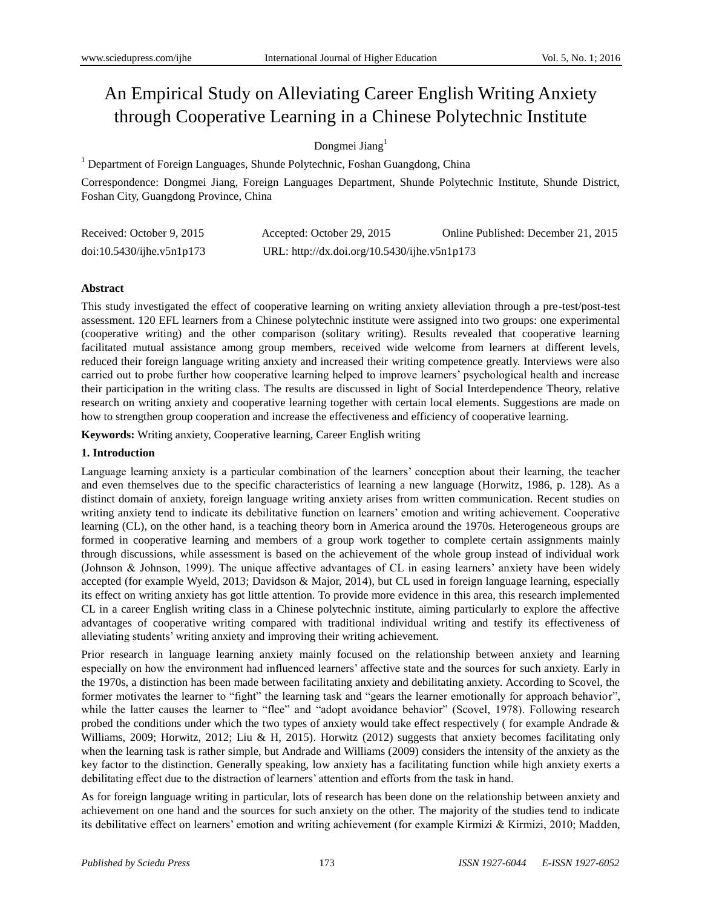# An Empirical Study on Alleviating Career English Writing Anxiety through Cooperative Learning in a Chinese Polytechnic Institute

Dongmei Jiang[1]

[1] Department of Foreign Languages, Shunde Polytechnic, Foshan Guangdong, China

Correspondence: Dongmei Jiang, Foreign Languages Department, Shunde Polytechnic Institute, Shunde District, Foshan City, Guangdong Province, China

Received: October 9, 2015 Accepted: October 29, 2015 Online Published: December 21, 2015

doi:10.5430/ijhe.v5n1p173 URL: http://dx.doi.org/10.5430/ijhe.v5n1p173

**Abstract**

This study investigated the effect of cooperative learning on writing anxiety alleviation through a pre-test/post-test assessment. 120 EFL learners from a Chinese polytechnic institute were assigned into two groups: one experimental (cooperative writing) and the other comparison (solitary writing). Results revealed that cooperative learning facilitated mutual assistance among group members, received wide welcome from learners at different levels, reduced their foreign language writing anxiety and increased their writing competence greatly. Interviews were also carried out to probe further how cooperative learning helped to improve learners' psychological health and increase their participation in the writing class. The results are discussed in light of Social Interdependence Theory, relative research on writing anxiety and cooperative learning together with certain local elements. Suggestions are made on how to strengthen group cooperation and increase the effectiveness and efficiency of cooperative learning.

**Keywords:** Writing anxiety, Cooperative learning, Career English writing

## 1. Introduction

Language learning anxiety is a particular combination of the learners' conception about their learning, the teacher and even themselves due to the specific characteristics of learning a new language (Horwitz, 1986, p. 128). As a distinct domain of anxiety, foreign language writing anxiety arises from written communication. Recent studies on writing anxiety tend to indicate its debilitative function on learners' emotion and writing achievement. Cooperative learning (CL), on the other hand, is a teaching theory born in America around the 1970s. Heterogeneous groups are formed in cooperative learning and members of a group work together to complete certain assignments mainly through discussions, while assessment is based on the achievement of the whole group instead of individual work (Johnson & Johnson, 1999). The unique affective advantages of CL in easing learners' anxiety have been widely accepted (for example Wyeld, 2013; Davidson & Major, 2014), but CL used in foreign language learning, especially its effect on writing anxiety has got little attention. To provide more evidence in this area, this research implemented CL in a career English writing class in a Chinese polytechnic institute, aiming particularly to explore the affective advantages of cooperative writing compared with traditional individual writing and testify its effectiveness of alleviating students' writing anxiety and improving their writing achievement.

Prior research in language learning anxiety mainly focused on the relationship between anxiety and learning especially on how the environment had influenced learners' affective state and the sources for such anxiety. Early in the 1970s, a distinction has been made between facilitating anxiety and debilitating anxiety. According to Scovel, the former motivates the learner to "fight" the learning task and "gears the learner emotionally for approach behavior", while the latter causes the learner to "flee" and "adopt avoidance behavior" (Scovel, 1978). Following research probed the conditions under which the two types of anxiety would take effect respectively ( for example Andrade & Williams, 2009; Horwitz, 2012; Liu & H, 2015). Horwitz (2012) suggests that anxiety becomes facilitating only when the learning task is rather simple, but Andrade and Williams (2009) considers the intensity of the anxiety as the key factor to the distinction. Generally speaking, low anxiety has a facilitating function while high anxiety exerts a debilitating effect due to the distraction of learners' attention and efforts from the task in hand.

As for foreign language writing in particular, lots of research has been done on the relationship between anxiety and achievement on one hand and the sources for such anxiety on the other. The majority of the studies tend to indicate its debilitative effect on learners' emotion and writing achievement (for example Kirmizi & Kirmizi, 2010; Madden,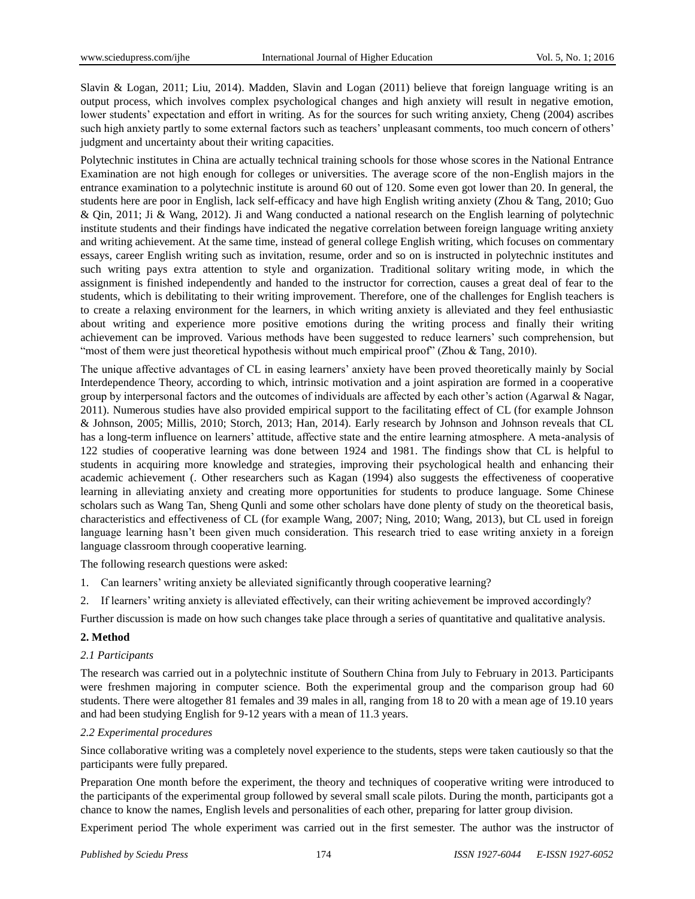Slavin & Logan, 2011; Liu, 2014). Madden, Slavin and Logan (2011) believe that foreign language writing is an output process, which involves complex psychological changes and high anxiety will result in negative emotion, lower students' expectation and effort in writing. As for the sources for such writing anxiety, Cheng (2004) ascribes such high anxiety partly to some external factors such as teachers' unpleasant comments, too much concern of others' judgment and uncertainty about their writing capacities.

Polytechnic institutes in China are actually technical training schools for those whose scores in the National Entrance Examination are not high enough for colleges or universities. The average score of the non-English majors in the entrance examination to a polytechnic institute is around 60 out of 120. Some even got lower than 20. In general, the students here are poor in English, lack self-efficacy and have high English writing anxiety (Zhou & Tang, 2010; Guo & Qin, 2011; Ji & Wang, 2012). Ji and Wang conducted a national research on the English learning of polytechnic institute students and their findings have indicated the negative correlation between foreign language writing anxiety and writing achievement. At the same time, instead of general college English writing, which focuses on commentary essays, career English writing such as invitation, resume, order and so on is instructed in polytechnic institutes and such writing pays extra attention to style and organization. Traditional solitary writing mode, in which the assignment is finished independently and handed to the instructor for correction, causes a great deal of fear to the students, which is debilitating to their writing improvement. Therefore, one of the challenges for English teachers is to create a relaxing environment for the learners, in which writing anxiety is alleviated and they feel enthusiastic about writing and experience more positive emotions during the writing process and finally their writing achievement can be improved. Various methods have been suggested to reduce learners' such comprehension, but "most of them were just theoretical hypothesis without much empirical proof" (Zhou & Tang, 2010).

The unique affective advantages of CL in easing learners' anxiety have been proved theoretically mainly by Social Interdependence Theory, according to which, intrinsic motivation and a joint aspiration are formed in a cooperative group by interpersonal factors and the outcomes of individuals are affected by each other's action (Agarwal & Nagar, 2011). Numerous studies have also provided empirical support to the facilitating effect of CL (for example Johnson & Johnson, 2005; Millis, 2010; Storch, 2013; Han, 2014). Early research by Johnson and Johnson reveals that CL has a long-term influence on learners' attitude, affective state and the entire learning atmosphere. A meta-analysis of 122 studies of cooperative learning was done between 1924 and 1981. The findings show that CL is helpful to students in acquiring more knowledge and strategies, improving their psychological health and enhancing their academic achievement (. Other researchers such as Kagan (1994) also suggests the effectiveness of cooperative learning in alleviating anxiety and creating more opportunities for students to produce language. Some Chinese scholars such as Wang Tan, Sheng Qunli and some other scholars have done plenty of study on the theoretical basis, characteristics and effectiveness of CL (for example Wang, 2007; Ning, 2010; Wang, 2013), but CL used in foreign language learning hasn't been given much consideration. This research tried to ease writing anxiety in a foreign language classroom through cooperative learning.

The following research questions were asked:

1. Can learners' writing anxiety be alleviated significantly through cooperative learning?
2. If learners' writing anxiety is alleviated effectively, can their writing achievement be improved accordingly?

Further discussion is made on how such changes take place through a series of quantitative and qualitative analysis.

## 2. Method

### *2.1 Participants*

The research was carried out in a polytechnic institute of Southern China from July to February in 2013. Participants were freshmen majoring in computer science. Both the experimental group and the comparison group had 60 students. There were altogether 81 females and 39 males in all, ranging from 18 to 20 with a mean age of 19.10 years and had been studying English for 9-12 years with a mean of 11.3 years.

### *2.2 Experimental procedures*

Since collaborative writing was a completely novel experience to the students, steps were taken cautiously so that the participants were fully prepared.

Preparation One month before the experiment, the theory and techniques of cooperative writing were introduced to the participants of the experimental group followed by several small scale pilots. During the month, participants got a chance to know the names, English levels and personalities of each other, preparing for latter group division.

Experiment period The whole experiment was carried out in the first semester. The author was the instructor of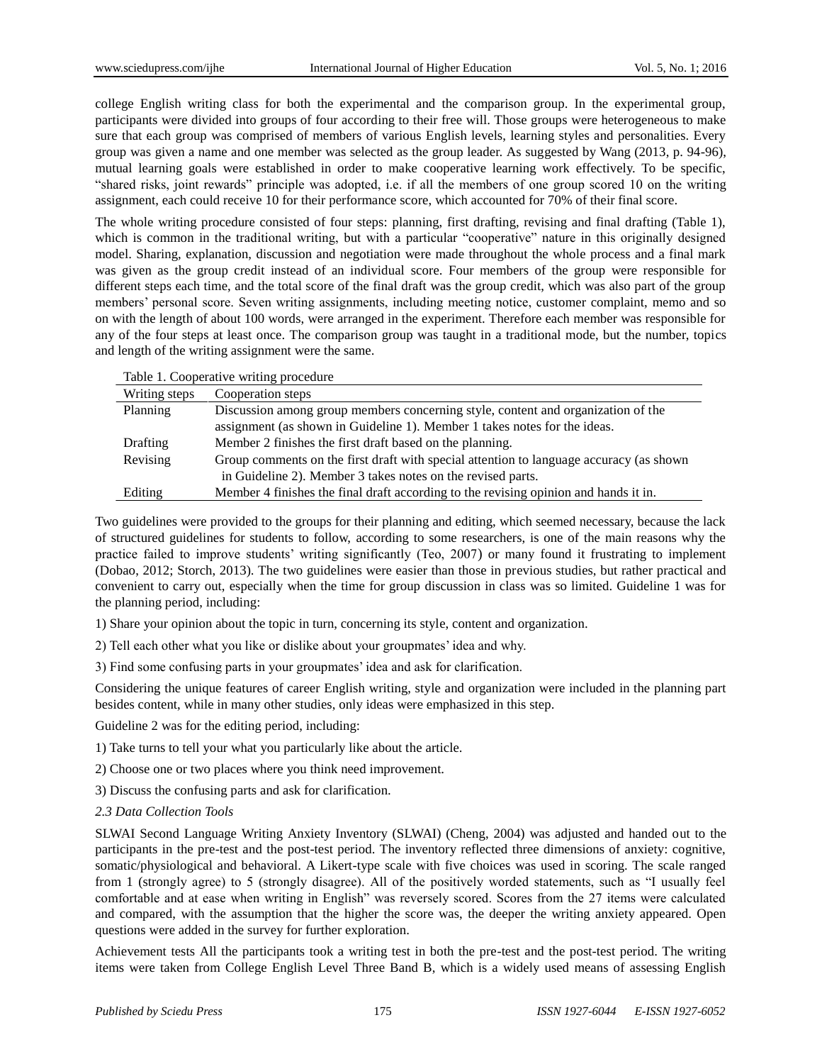college English writing class for both the experimental and the comparison group. In the experimental group, participants were divided into groups of four according to their free will. Those groups were heterogeneous to make sure that each group was comprised of members of various English levels, learning styles and personalities. Every group was given a name and one member was selected as the group leader. As suggested by Wang (2013, p. 94-96), mutual learning goals were established in order to make cooperative learning work effectively. To be specific, "shared risks, joint rewards" principle was adopted, i.e. if all the members of one group scored 10 on the writing assignment, each could receive 10 for their performance score, which accounted for 70% of their final score.

The whole writing procedure consisted of four steps: planning, first drafting, revising and final drafting (Table 1), which is common in the traditional writing, but with a particular "cooperative" nature in this originally designed model. Sharing, explanation, discussion and negotiation were made throughout the whole process and a final mark was given as the group credit instead of an individual score. Four members of the group were responsible for different steps each time, and the total score of the final draft was the group credit, which was also part of the group members' personal score. Seven writing assignments, including meeting notice, customer complaint, memo and so on with the length of about 100 words, were arranged in the experiment. Therefore each member was responsible for any of the four steps at least once. The comparison group was taught in a traditional mode, but the number, topics and length of the writing assignment were the same.

Table 1. Cooperative writing procedure

| Writing steps | Cooperation steps |
|---|---|
| Planning | Discussion among group members concerning style, content and organization of the assignment (as shown in Guideline 1). Member 1 takes notes for the ideas. |
| Drafting | Member 2 finishes the first draft based on the planning. |
| Revising | Group comments on the first draft with special attention to language accuracy (as shown in Guideline 2). Member 3 takes notes on the revised parts. |
| Editing | Member 4 finishes the final draft according to the revising opinion and hands it in. |

Two guidelines were provided to the groups for their planning and editing, which seemed necessary, because the lack of structured guidelines for students to follow, according to some researchers, is one of the main reasons why the practice failed to improve students' writing significantly (Teo, 2007) or many found it frustrating to implement (Dobao, 2012; Storch, 2013). The two guidelines were easier than those in previous studies, but rather practical and convenient to carry out, especially when the time for group discussion in class was so limited. Guideline 1 was for the planning period, including:

1) Share your opinion about the topic in turn, concerning its style, content and organization.

2) Tell each other what you like or dislike about your groupmates' idea and why.

3) Find some confusing parts in your groupmates' idea and ask for clarification.

Considering the unique features of career English writing, style and organization were included in the planning part besides content, while in many other studies, only ideas were emphasized in this step.

Guideline 2 was for the editing period, including:

1) Take turns to tell your what you particularly like about the article.

2) Choose one or two places where you think need improvement.

3) Discuss the confusing parts and ask for clarification.

### *2.3 Data Collection Tools*

SLWAI Second Language Writing Anxiety Inventory (SLWAI) (Cheng, 2004) was adjusted and handed out to the participants in the pre-test and the post-test period. The inventory reflected three dimensions of anxiety: cognitive, somatic/physiological and behavioral. A Likert-type scale with five choices was used in scoring. The scale ranged from 1 (strongly agree) to 5 (strongly disagree). All of the positively worded statements, such as "I usually feel comfortable and at ease when writing in English" was reversely scored. Scores from the 27 items were calculated and compared, with the assumption that the higher the score was, the deeper the writing anxiety appeared. Open questions were added in the survey for further exploration.

Achievement tests All the participants took a writing test in both the pre-test and the post-test period. The writing items were taken from College English Level Three Band B, which is a widely used means of assessing English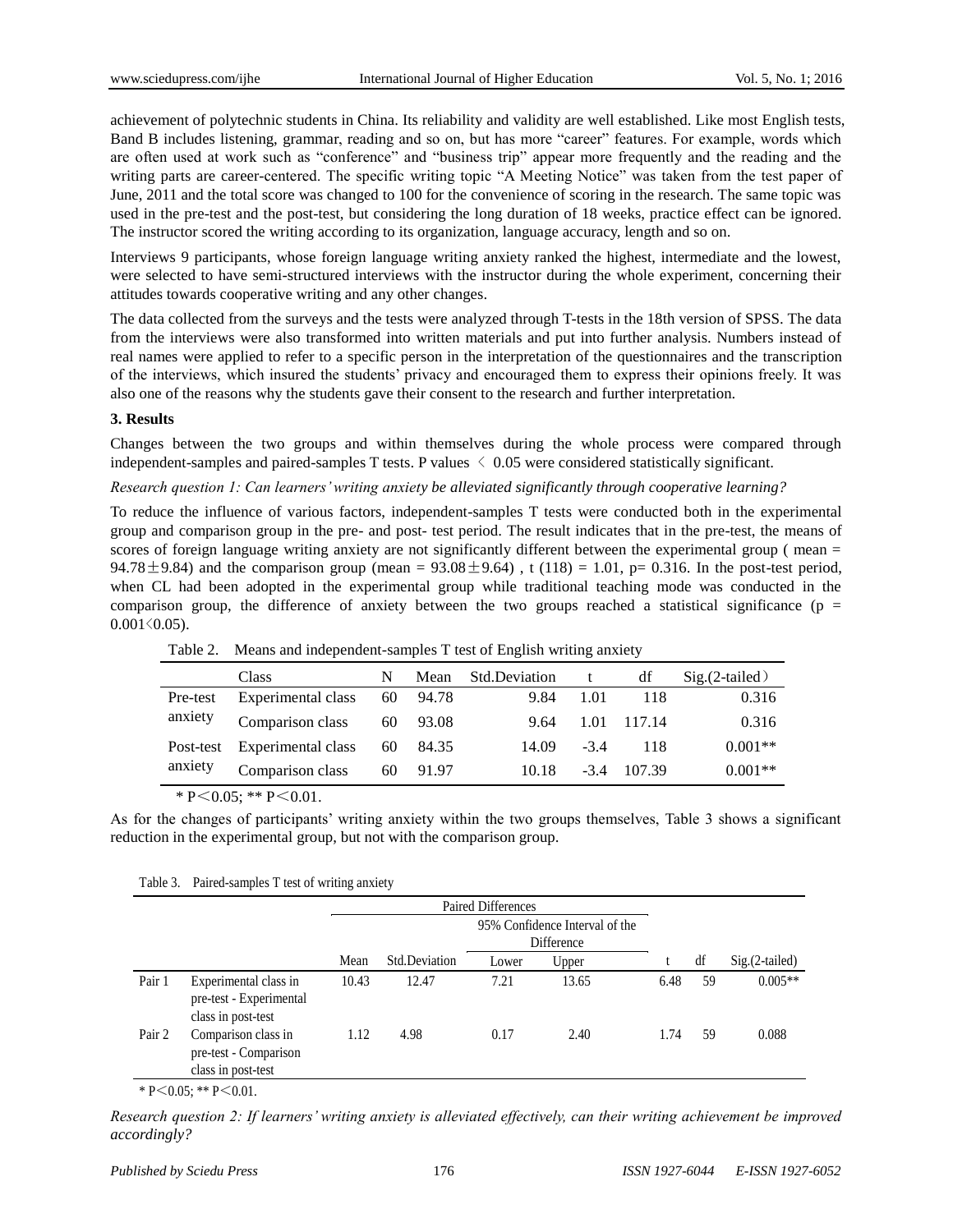achievement of polytechnic students in China. Its reliability and validity are well established. Like most English tests, Band B includes listening, grammar, reading and so on, but has more "career" features. For example, words which are often used at work such as "conference" and "business trip" appear more frequently and the reading and the writing parts are career-centered. The specific writing topic "A Meeting Notice" was taken from the test paper of June, 2011 and the total score was changed to 100 for the convenience of scoring in the research. The same topic was used in the pre-test and the post-test, but considering the long duration of 18 weeks, practice effect can be ignored. The instructor scored the writing according to its organization, language accuracy, length and so on.

Interviews 9 participants, whose foreign language writing anxiety ranked the highest, intermediate and the lowest, were selected to have semi-structured interviews with the instructor during the whole experiment, concerning their attitudes towards cooperative writing and any other changes.

The data collected from the surveys and the tests were analyzed through T-tests in the 18th version of SPSS. The data from the interviews were also transformed into written materials and put into further analysis. Numbers instead of real names were applied to refer to a specific person in the interpretation of the questionnaires and the transcription of the interviews, which insured the students' privacy and encouraged them to express their opinions freely. It was also one of the reasons why the students gave their consent to the research and further interpretation.

**3. Results**

Changes between the two groups and within themselves during the whole process were compared through independent-samples and paired-samples T tests. P values $< 0.05$ were considered statistically significant.

*Research question 1: Can learners' writing anxiety be alleviated significantly through cooperative learning?*

To reduce the influence of various factors, independent-samples T tests were conducted both in the experimental group and comparison group in the pre- and post- test period. The result indicates that in the pre-test, the means of scores of foreign language writing anxiety are not significantly different between the experimental group ( mean = $94.78 \pm 9.84$) and the comparison group (mean = $93.08 \pm 9.64$) , t (118) = 1.01, p= 0.316. In the post-test period, when CL had been adopted in the experimental group while traditional teaching mode was conducted in the comparison group, the difference of anxiety between the two groups reached a statistical significance ($p = 0.001 < 0.05$).

Table 2. Means and independent-samples T test of English writing anxiety

| | Class | N | Mean | Std.Deviation | t | df | Sig.(2-tailed) |
|---|---|---|---|---|---|---|---|
| Pre-test anxiety | Experimental class | 60 | 94.78 | 9.84 | 1.01 | 118 | 0.316 |
| | Comparison class | 60 | 93.08 | 9.64 | 1.01 | 117.14 | 0.316 |
| Post-test anxiety | Experimental class | 60 | 84.35 | 14.09 | -3.4 | 118 | 0.001** |
| | Comparison class | 60 | 91.97 | 10.18 | -3.4 | 107.39 | 0.001** |

\* P<0.05; ** P<0.01.

As for the changes of participants' writing anxiety within the two groups themselves, Table 3 shows a significant reduction in the experimental group, but not with the comparison group.

Table 3. Paired-samples T test of writing anxiety

| | | Paired Differences | | | | | | |
|---|---|---|---|---|---|---|---|---|
| | | | | 95% Confidence Interval of the Difference | | | | |
| | | Mean | Std.Deviation | Lower | Upper | t | df | Sig.(2-tailed) |
| Pair 1 | Experimental class in pre-test - Experimental class in post-test | 10.43 | 12.47 | 7.21 | 13.65 | 6.48 | 59 | 0.005** |
| Pair 2 | Comparison class in pre-test - Comparison class in post-test | 1.12 | 4.98 | 0.17 | 2.40 | 1.74 | 59 | 0.088 |

\* P<0.05; ** P<0.01.

*Research question 2: If learners' writing anxiety is alleviated effectively, can their writing achievement be improved accordingly?*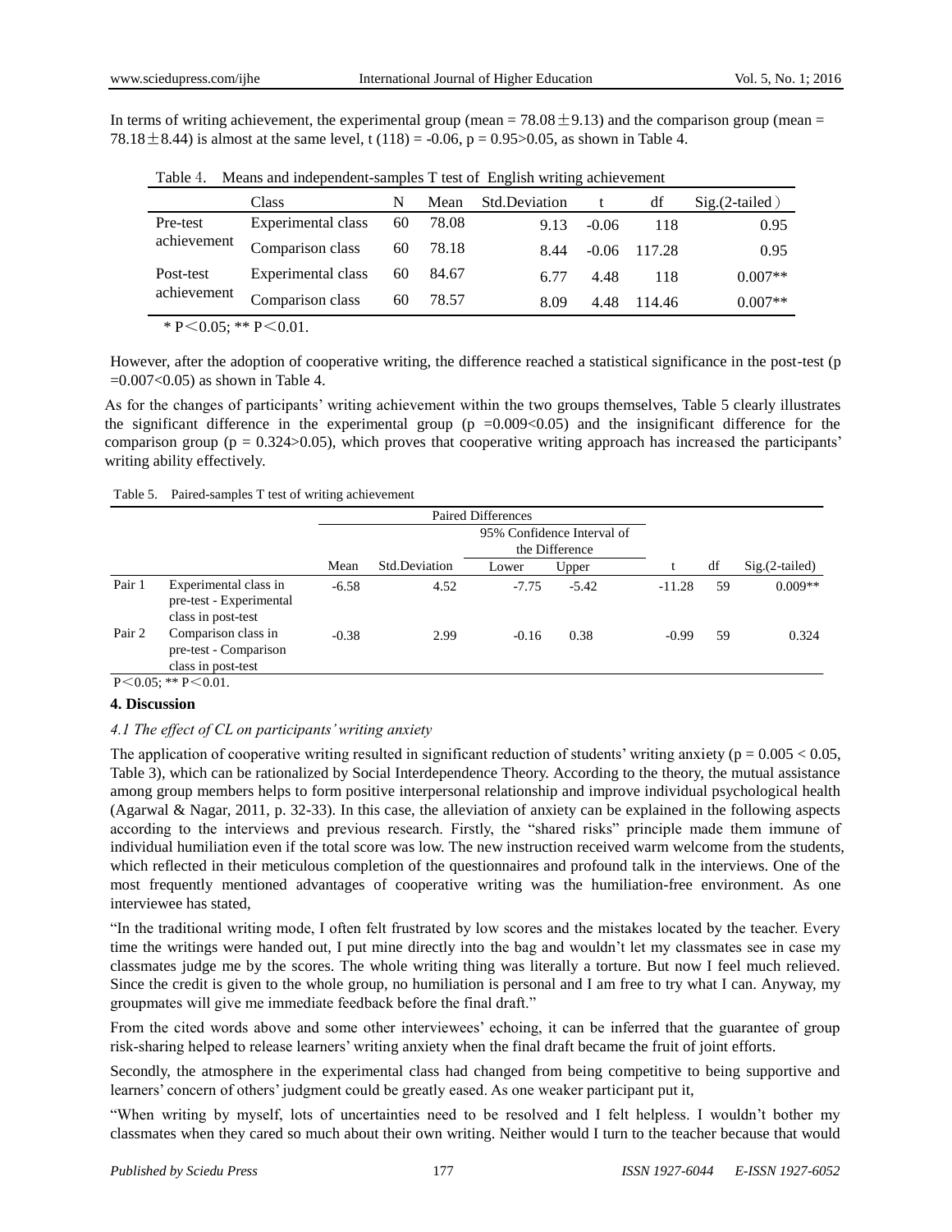In terms of writing achievement, the experimental group (mean = 78.08 ± 9.13) and the comparison group (mean = 78.18 ± 8.44) is almost at the same level, t (118) = -0.06, p = 0.95>0.05, as shown in Table 4.

Table 4. Means and independent-samples T test of English writing achievement

| | Class | N | Mean | Std.Deviation | t | df | Sig.(2-tailed) |
|---|---|---|---|---|---|---|---|
| Pre-test achievement | Experimental class | 60 | 78.08 | 9.13 | -0.06 | 118 | 0.95 |
| | Comparison class | 60 | 78.18 | 8.44 | -0.06 | 117.28 | 0.95 |
| Post-test achievement | Experimental class | 60 | 84.67 | 6.77 | 4.48 | 118 | 0.007** |
| | Comparison class | 60 | 78.57 | 8.09 | 4.48 | 114.46 | 0.007** |

* P < 0.05; ** P < 0.01.

However, after the adoption of cooperative writing, the difference reached a statistical significance in the post-test (p =0.007<0.05) as shown in Table 4.

As for the changes of participants' writing achievement within the two groups themselves, Table 5 clearly illustrates the significant difference in the experimental group (p =0.009<0.05) and the insignificant difference for the comparison group (p = 0.324>0.05), which proves that cooperative writing approach has increased the participants' writing ability effectively.

Table 5. Paired-samples T test of writing achievement

| | | Paired Differences | | | | | | |
|---|---|---|---|---|---|---|---|---|
| | | | | 95% Confidence Interval of the Difference | | | | |
| | | Mean | Std.Deviation | Lower | Upper | t | df | Sig.(2-tailed) |
| Pair 1 | Experimental class in pre-test - Experimental class in post-test | -6.58 | 4.52 | -7.75 | -5.42 | -11.28 | 59 | 0.009** |
| Pair 2 | Comparison class in pre-test - Comparison class in post-test | -0.38 | 2.99 | -0.16 | 0.38 | -0.99 | 59 | 0.324 |

P < 0.05; ** P < 0.01.

## 4. Discussion

### *4.1 The effect of CL on participants' writing anxiety*

The application of cooperative writing resulted in significant reduction of students' writing anxiety (p = 0.005 < 0.05, Table 3), which can be rationalized by Social Interdependence Theory. According to the theory, the mutual assistance among group members helps to form positive interpersonal relationship and improve individual psychological health (Agarwal & Nagar, 2011, p. 32-33). In this case, the alleviation of anxiety can be explained in the following aspects according to the interviews and previous research. Firstly, the "shared risks" principle made them immune of individual humiliation even if the total score was low. The new instruction received warm welcome from the students, which reflected in their meticulous completion of the questionnaires and profound talk in the interviews. One of the most frequently mentioned advantages of cooperative writing was the humiliation-free environment. As one interviewee has stated,

"In the traditional writing mode, I often felt frustrated by low scores and the mistakes located by the teacher. Every time the writings were handed out, I put mine directly into the bag and wouldn't let my classmates see in case my classmates judge me by the scores. The whole writing thing was literally a torture. But now I feel much relieved. Since the credit is given to the whole group, no humiliation is personal and I am free to try what I can. Anyway, my groupmates will give me immediate feedback before the final draft."

From the cited words above and some other interviewees' echoing, it can be inferred that the guarantee of group risk-sharing helped to release learners' writing anxiety when the final draft became the fruit of joint efforts.

Secondly, the atmosphere in the experimental class had changed from being competitive to being supportive and learners' concern of others' judgment could be greatly eased. As one weaker participant put it,

"When writing by myself, lots of uncertainties need to be resolved and I felt helpless. I wouldn't bother my classmates when they cared so much about their own writing. Neither would I turn to the teacher because that would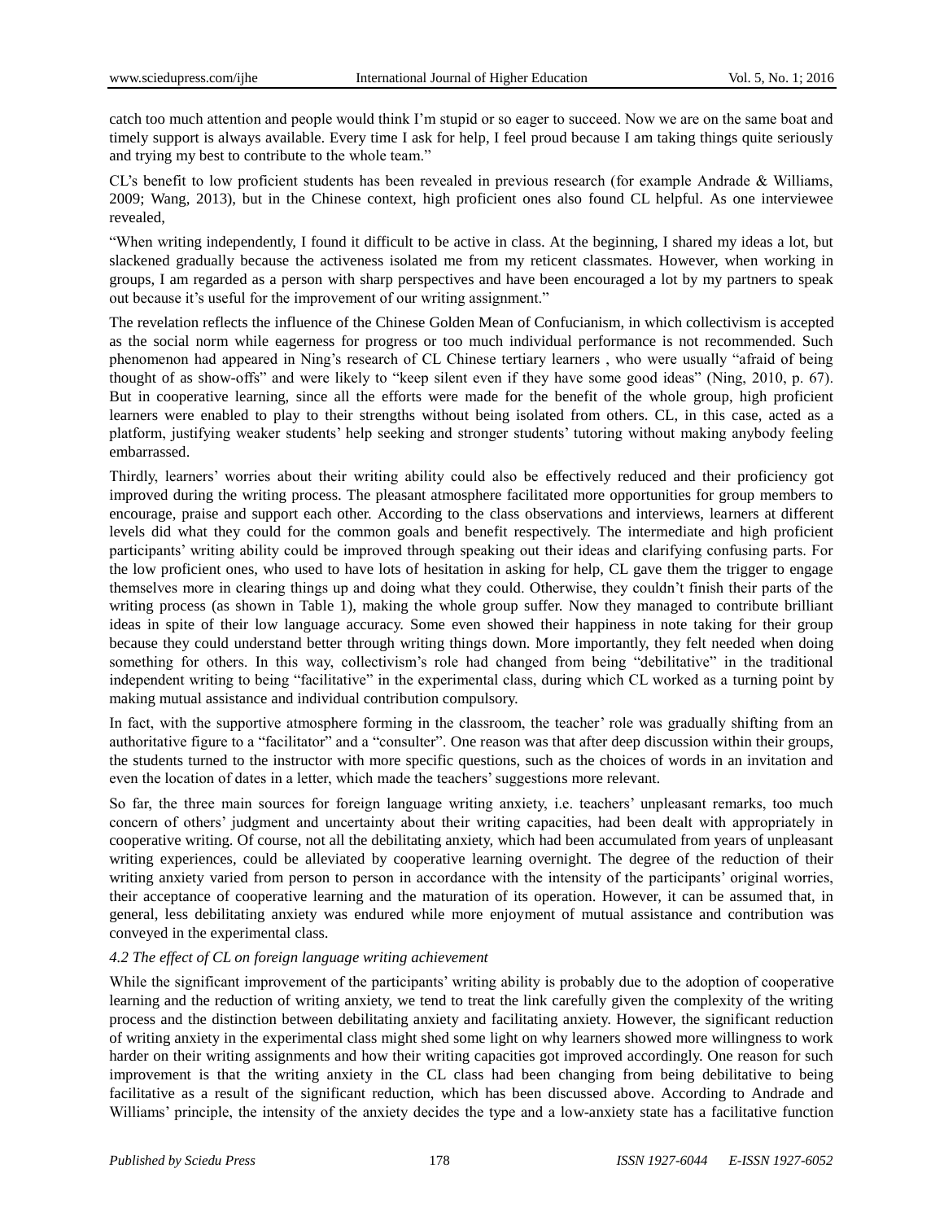catch too much attention and people would think I'm stupid or so eager to succeed. Now we are on the same boat and timely support is always available. Every time I ask for help, I feel proud because I am taking things quite seriously and trying my best to contribute to the whole team."

CL's benefit to low proficient students has been revealed in previous research (for example Andrade & Williams, 2009; Wang, 2013), but in the Chinese context, high proficient ones also found CL helpful. As one interviewee revealed,

"When writing independently, I found it difficult to be active in class. At the beginning, I shared my ideas a lot, but slackened gradually because the activeness isolated me from my reticent classmates. However, when working in groups, I am regarded as a person with sharp perspectives and have been encouraged a lot by my partners to speak out because it's useful for the improvement of our writing assignment."

The revelation reflects the influence of the Chinese Golden Mean of Confucianism, in which collectivism is accepted as the social norm while eagerness for progress or too much individual performance is not recommended. Such phenomenon had appeared in Ning's research of CL Chinese tertiary learners , who were usually "afraid of being thought of as show-offs" and were likely to "keep silent even if they have some good ideas" (Ning, 2010, p. 67). But in cooperative learning, since all the efforts were made for the benefit of the whole group, high proficient learners were enabled to play to their strengths without being isolated from others. CL, in this case, acted as a platform, justifying weaker students' help seeking and stronger students' tutoring without making anybody feeling embarrassed.

Thirdly, learners' worries about their writing ability could also be effectively reduced and their proficiency got improved during the writing process. The pleasant atmosphere facilitated more opportunities for group members to encourage, praise and support each other. According to the class observations and interviews, learners at different levels did what they could for the common goals and benefit respectively. The intermediate and high proficient participants' writing ability could be improved through speaking out their ideas and clarifying confusing parts. For the low proficient ones, who used to have lots of hesitation in asking for help, CL gave them the trigger to engage themselves more in clearing things up and doing what they could. Otherwise, they couldn't finish their parts of the writing process (as shown in Table 1), making the whole group suffer. Now they managed to contribute brilliant ideas in spite of their low language accuracy. Some even showed their happiness in note taking for their group because they could understand better through writing things down. More importantly, they felt needed when doing something for others. In this way, collectivism's role had changed from being "debilitative" in the traditional independent writing to being "facilitative" in the experimental class, during which CL worked as a turning point by making mutual assistance and individual contribution compulsory.

In fact, with the supportive atmosphere forming in the classroom, the teacher' role was gradually shifting from an authoritative figure to a "facilitator" and a "consulter". One reason was that after deep discussion within their groups, the students turned to the instructor with more specific questions, such as the choices of words in an invitation and even the location of dates in a letter, which made the teachers' suggestions more relevant.

So far, the three main sources for foreign language writing anxiety, i.e. teachers' unpleasant remarks, too much concern of others' judgment and uncertainty about their writing capacities, had been dealt with appropriately in cooperative writing. Of course, not all the debilitating anxiety, which had been accumulated from years of unpleasant writing experiences, could be alleviated by cooperative learning overnight. The degree of the reduction of their writing anxiety varied from person to person in accordance with the intensity of the participants' original worries, their acceptance of cooperative learning and the maturation of its operation. However, it can be assumed that, in general, less debilitating anxiety was endured while more enjoyment of mutual assistance and contribution was conveyed in the experimental class.

### *4.2 The effect of CL on foreign language writing achievement*

While the significant improvement of the participants' writing ability is probably due to the adoption of cooperative learning and the reduction of writing anxiety, we tend to treat the link carefully given the complexity of the writing process and the distinction between debilitating anxiety and facilitating anxiety. However, the significant reduction of writing anxiety in the experimental class might shed some light on why learners showed more willingness to work harder on their writing assignments and how their writing capacities got improved accordingly. One reason for such improvement is that the writing anxiety in the CL class had been changing from being debilitative to being facilitative as a result of the significant reduction, which has been discussed above. According to Andrade and Williams' principle, the intensity of the anxiety decides the type and a low-anxiety state has a facilitative function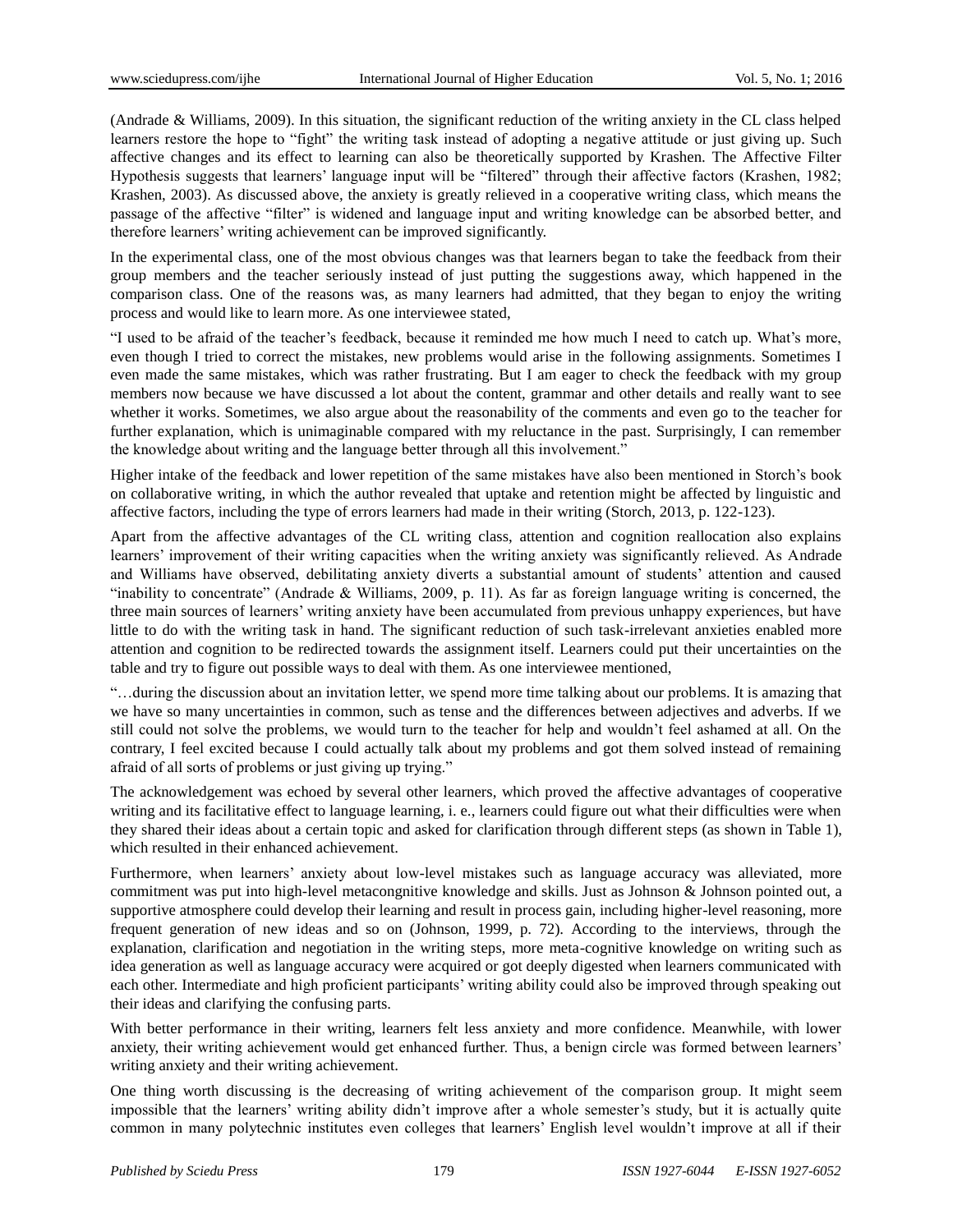(Andrade & Williams, 2009). In this situation, the significant reduction of the writing anxiety in the CL class helped learners restore the hope to "fight" the writing task instead of adopting a negative attitude or just giving up. Such affective changes and its effect to learning can also be theoretically supported by Krashen. The Affective Filter Hypothesis suggests that learners' language input will be "filtered" through their affective factors (Krashen, 1982; Krashen, 2003). As discussed above, the anxiety is greatly relieved in a cooperative writing class, which means the passage of the affective "filter" is widened and language input and writing knowledge can be absorbed better, and therefore learners' writing achievement can be improved significantly.

In the experimental class, one of the most obvious changes was that learners began to take the feedback from their group members and the teacher seriously instead of just putting the suggestions away, which happened in the comparison class. One of the reasons was, as many learners had admitted, that they began to enjoy the writing process and would like to learn more. As one interviewee stated,

"I used to be afraid of the teacher's feedback, because it reminded me how much I need to catch up. What's more, even though I tried to correct the mistakes, new problems would arise in the following assignments. Sometimes I even made the same mistakes, which was rather frustrating. But I am eager to check the feedback with my group members now because we have discussed a lot about the content, grammar and other details and really want to see whether it works. Sometimes, we also argue about the reasonability of the comments and even go to the teacher for further explanation, which is unimaginable compared with my reluctance in the past. Surprisingly, I can remember the knowledge about writing and the language better through all this involvement."

Higher intake of the feedback and lower repetition of the same mistakes have also been mentioned in Storch's book on collaborative writing, in which the author revealed that uptake and retention might be affected by linguistic and affective factors, including the type of errors learners had made in their writing (Storch, 2013, p. 122-123).

Apart from the affective advantages of the CL writing class, attention and cognition reallocation also explains learners' improvement of their writing capacities when the writing anxiety was significantly relieved. As Andrade and Williams have observed, debilitating anxiety diverts a substantial amount of students' attention and caused "inability to concentrate" (Andrade & Williams, 2009, p. 11). As far as foreign language writing is concerned, the three main sources of learners' writing anxiety have been accumulated from previous unhappy experiences, but have little to do with the writing task in hand. The significant reduction of such task-irrelevant anxieties enabled more attention and cognition to be redirected towards the assignment itself. Learners could put their uncertainties on the table and try to figure out possible ways to deal with them. As one interviewee mentioned,

"…during the discussion about an invitation letter, we spend more time talking about our problems. It is amazing that we have so many uncertainties in common, such as tense and the differences between adjectives and adverbs. If we still could not solve the problems, we would turn to the teacher for help and wouldn't feel ashamed at all. On the contrary, I feel excited because I could actually talk about my problems and got them solved instead of remaining afraid of all sorts of problems or just giving up trying."

The acknowledgement was echoed by several other learners, which proved the affective advantages of cooperative writing and its facilitative effect to language learning, i. e., learners could figure out what their difficulties were when they shared their ideas about a certain topic and asked for clarification through different steps (as shown in Table 1), which resulted in their enhanced achievement.

Furthermore, when learners' anxiety about low-level mistakes such as language accuracy was alleviated, more commitment was put into high-level metacongnitive knowledge and skills. Just as Johnson & Johnson pointed out, a supportive atmosphere could develop their learning and result in process gain, including higher-level reasoning, more frequent generation of new ideas and so on (Johnson, 1999, p. 72). According to the interviews, through the explanation, clarification and negotiation in the writing steps, more meta-cognitive knowledge on writing such as idea generation as well as language accuracy were acquired or got deeply digested when learners communicated with each other. Intermediate and high proficient participants' writing ability could also be improved through speaking out their ideas and clarifying the confusing parts.

With better performance in their writing, learners felt less anxiety and more confidence. Meanwhile, with lower anxiety, their writing achievement would get enhanced further. Thus, a benign circle was formed between learners' writing anxiety and their writing achievement.

One thing worth discussing is the decreasing of writing achievement of the comparison group. It might seem impossible that the learners' writing ability didn't improve after a whole semester's study, but it is actually quite common in many polytechnic institutes even colleges that learners' English level wouldn't improve at all if their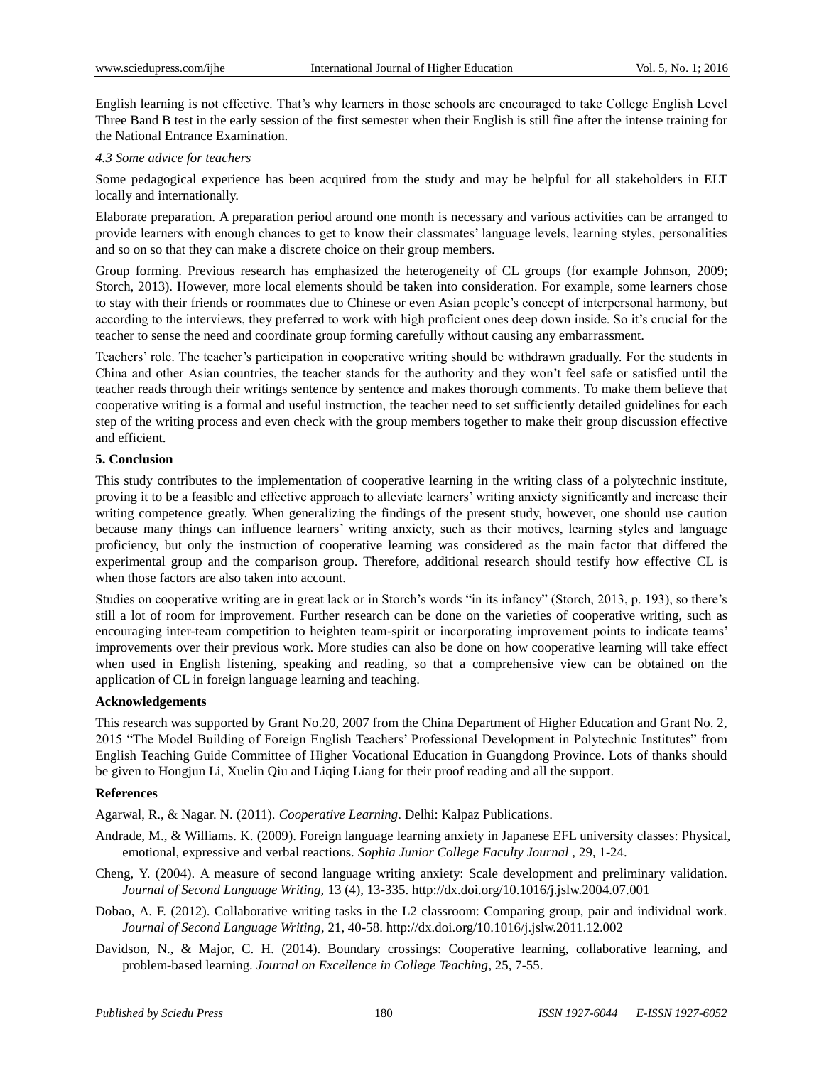English learning is not effective. That's why learners in those schools are encouraged to take College English Level Three Band B test in the early session of the first semester when their English is still fine after the intense training for the National Entrance Examination.

*4.3 Some advice for teachers*

Some pedagogical experience has been acquired from the study and may be helpful for all stakeholders in ELT locally and internationally.

Elaborate preparation. A preparation period around one month is necessary and various activities can be arranged to provide learners with enough chances to get to know their classmates' language levels, learning styles, personalities and so on so that they can make a discrete choice on their group members.

Group forming. Previous research has emphasized the heterogeneity of CL groups (for example Johnson, 2009; Storch, 2013). However, more local elements should be taken into consideration. For example, some learners chose to stay with their friends or roommates due to Chinese or even Asian people's concept of interpersonal harmony, but according to the interviews, they preferred to work with high proficient ones deep down inside. So it's crucial for the teacher to sense the need and coordinate group forming carefully without causing any embarrassment.

Teachers' role. The teacher's participation in cooperative writing should be withdrawn gradually. For the students in China and other Asian countries, the teacher stands for the authority and they won't feel safe or satisfied until the teacher reads through their writings sentence by sentence and makes thorough comments. To make them believe that cooperative writing is a formal and useful instruction, the teacher need to set sufficiently detailed guidelines for each step of the writing process and even check with the group members together to make their group discussion effective and efficient.

## 5. Conclusion

This study contributes to the implementation of cooperative learning in the writing class of a polytechnic institute, proving it to be a feasible and effective approach to alleviate learners' writing anxiety significantly and increase their writing competence greatly. When generalizing the findings of the present study, however, one should use caution because many things can influence learners' writing anxiety, such as their motives, learning styles and language proficiency, but only the instruction of cooperative learning was considered as the main factor that differed the experimental group and the comparison group. Therefore, additional research should testify how effective CL is when those factors are also taken into account.

Studies on cooperative writing are in great lack or in Storch's words "in its infancy" (Storch, 2013, p. 193), so there's still a lot of room for improvement. Further research can be done on the varieties of cooperative writing, such as encouraging inter-team competition to heighten team-spirit or incorporating improvement points to indicate teams' improvements over their previous work. More studies can also be done on how cooperative learning will take effect when used in English listening, speaking and reading, so that a comprehensive view can be obtained on the application of CL in foreign language learning and teaching.

## Acknowledgements

This research was supported by Grant No.20, 2007 from the China Department of Higher Education and Grant No. 2, 2015 "The Model Building of Foreign English Teachers' Professional Development in Polytechnic Institutes" from English Teaching Guide Committee of Higher Vocational Education in Guangdong Province. Lots of thanks should be given to Hongjun Li, Xuelin Qiu and Liqing Liang for their proof reading and all the support.

## References

Agarwal, R., & Nagar. N. (2011). *Cooperative Learning*. Delhi: Kalpaz Publications.

Andrade, M., & Williams. K. (2009). Foreign language learning anxiety in Japanese EFL university classes: Physical, emotional, expressive and verbal reactions. *Sophia Junior College Faculty Journal* , 29, 1-24.

Cheng, Y. (2004). A measure of second language writing anxiety: Scale development and preliminary validation. *Journal of Second Language Writing,* 13 (4), 13-335. http://dx.doi.org/10.1016/j.jslw.2004.07.001

Dobao, A. F. (2012). Collaborative writing tasks in the L2 classroom: Comparing group, pair and individual work. *Journal of Second Language Writing*, 21, 40-58. http://dx.doi.org/10.1016/j.jslw.2011.12.002

Davidson, N., & Major, C. H. (2014). Boundary crossings: Cooperative learning, collaborative learning, and problem-based learning. *Journal on Excellence in College Teaching*, 25, 7-55.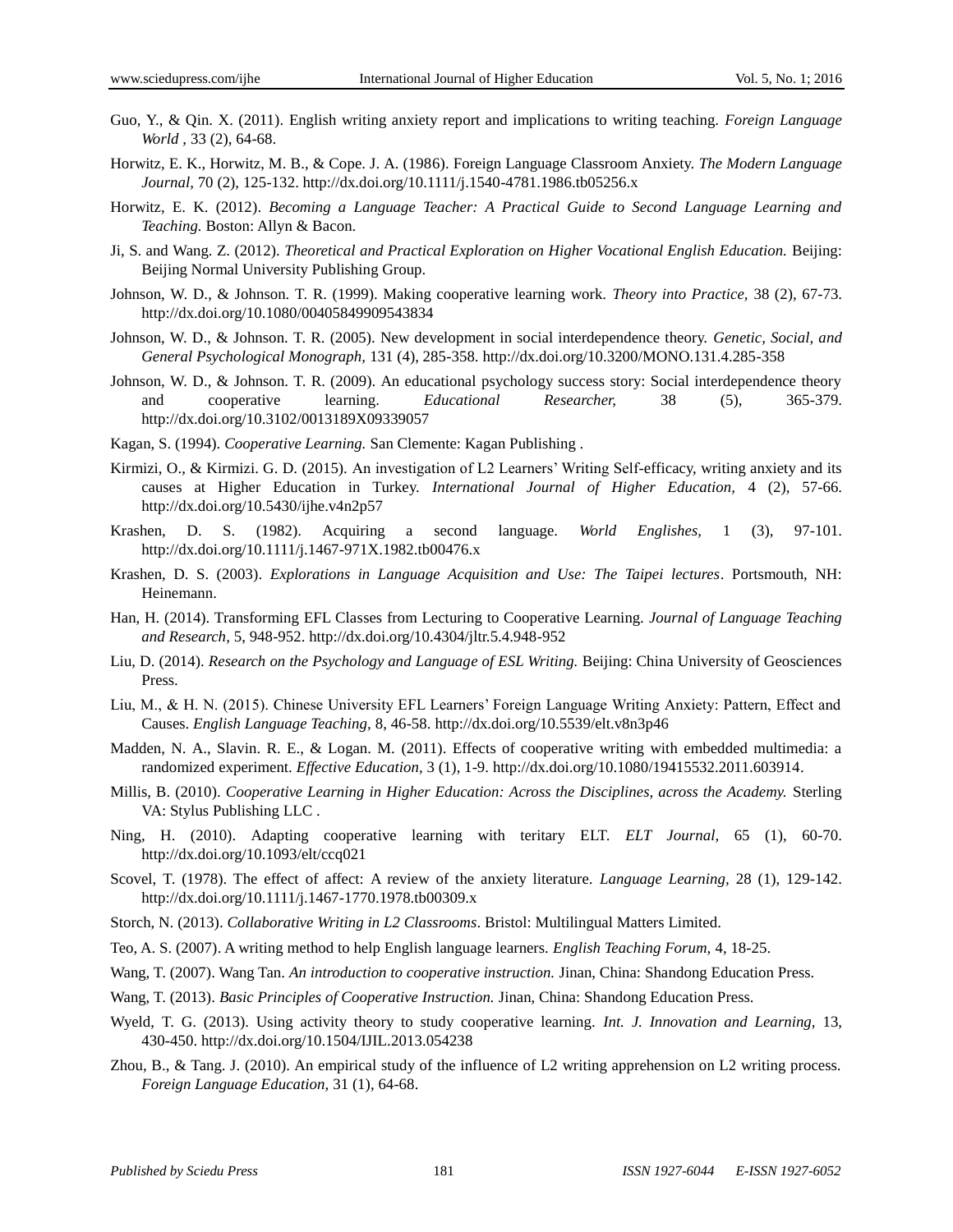Guo, Y., & Qin. X. (2011). English writing anxiety report and implications to writing teaching. *Foreign Language World ,* 33 (2), 64-68.

Horwitz, E. K., Horwitz, M. B., & Cope. J. A. (1986). Foreign Language Classroom Anxiety. *The Modern Language Journal,* 70 (2), 125-132. http://dx.doi.org/10.1111/j.1540-4781.1986.tb05256.x

Horwitz, E. K. (2012). *Becoming a Language Teacher: A Practical Guide to Second Language Learning and Teaching.* Boston: Allyn & Bacon.

Ji, S. and Wang. Z. (2012). *Theoretical and Practical Exploration on Higher Vocational English Education.* Beijing: Beijing Normal University Publishing Group.

Johnson, W. D., & Johnson. T. R. (1999). Making cooperative learning work. *Theory into Practice,* 38 (2), 67-73. http://dx.doi.org/10.1080/00405849909543834

Johnson, W. D., & Johnson. T. R. (2005). New development in social interdependence theory. *Genetic, Social, and General Psychological Monograph,* 131 (4), 285-358. http://dx.doi.org/10.3200/MONO.131.4.285-358

Johnson, W. D., & Johnson. T. R. (2009). An educational psychology success story: Social interdependence theory and cooperative learning. *Educational Researcher,* 38 (5), 365-379. http://dx.doi.org/10.3102/0013189X09339057

Kagan, S. (1994). *Cooperative Learning.* San Clemente: Kagan Publishing .

Kirmizi, O., & Kirmizi. G. D. (2015). An investigation of L2 Learners' Writing Self-efficacy, writing anxiety and its causes at Higher Education in Turkey. *International Journal of Higher Education,* 4 (2), 57-66. http://dx.doi.org/10.5430/ijhe.v4n2p57

Krashen, D. S. (1982). Acquiring a second language. *World Englishes,* 1 (3), 97-101. http://dx.doi.org/10.1111/j.1467-971X.1982.tb00476.x

Krashen, D. S. (2003). *Explorations in Language Acquisition and Use: The Taipei lectures*. Portsmouth, NH: Heinemann.

Han, H. (2014). Transforming EFL Classes from Lecturing to Cooperative Learning. *Journal of Language Teaching and Research,* 5, 948-952. http://dx.doi.org/10.4304/jltr.5.4.948-952

Liu, D. (2014). *Research on the Psychology and Language of ESL Writing.* Beijing: China University of Geosciences Press.

Liu, M., & H. N. (2015). Chinese University EFL Learners' Foreign Language Writing Anxiety: Pattern, Effect and Causes. *English Language Teaching,* 8, 46-58. http://dx.doi.org/10.5539/elt.v8n3p46

Madden, N. A., Slavin. R. E., & Logan. M. (2011). Effects of cooperative writing with embedded multimedia: a randomized experiment. *Effective Education,* 3 (1), 1-9. http://dx.doi.org/10.1080/19415532.2011.603914.

Millis, B. (2010). *Cooperative Learning in Higher Education: Across the Disciplines, across the Academy.* Sterling VA: Stylus Publishing LLC .

Ning, H. (2010). Adapting cooperative learning with teritary ELT. *ELT Journal,* 65 (1), 60-70. http://dx.doi.org/10.1093/elt/ccq021

Scovel, T. (1978). The effect of affect: A review of the anxiety literature. *Language Learning,* 28 (1), 129-142. http://dx.doi.org/10.1111/j.1467-1770.1978.tb00309.x

Storch, N. (2013). *Collaborative Writing in L2 Classrooms*. Bristol: Multilingual Matters Limited.

Teo, A. S. (2007). A writing method to help English language learners. *English Teaching Forum,* 4, 18-25.

Wang, T. (2007). Wang Tan. *An introduction to cooperative instruction.* Jinan, China: Shandong Education Press.

Wang, T. (2013). *Basic Principles of Cooperative Instruction.* Jinan, China: Shandong Education Press.

Wyeld, T. G. (2013). Using activity theory to study cooperative learning. *Int. J. Innovation and Learning,* 13, 430-450. http://dx.doi.org/10.1504/IJIL.2013.054238

Zhou, B., & Tang. J. (2010). An empirical study of the influence of L2 writing apprehension on L2 writing process. *Foreign Language Education,* 31 (1), 64-68.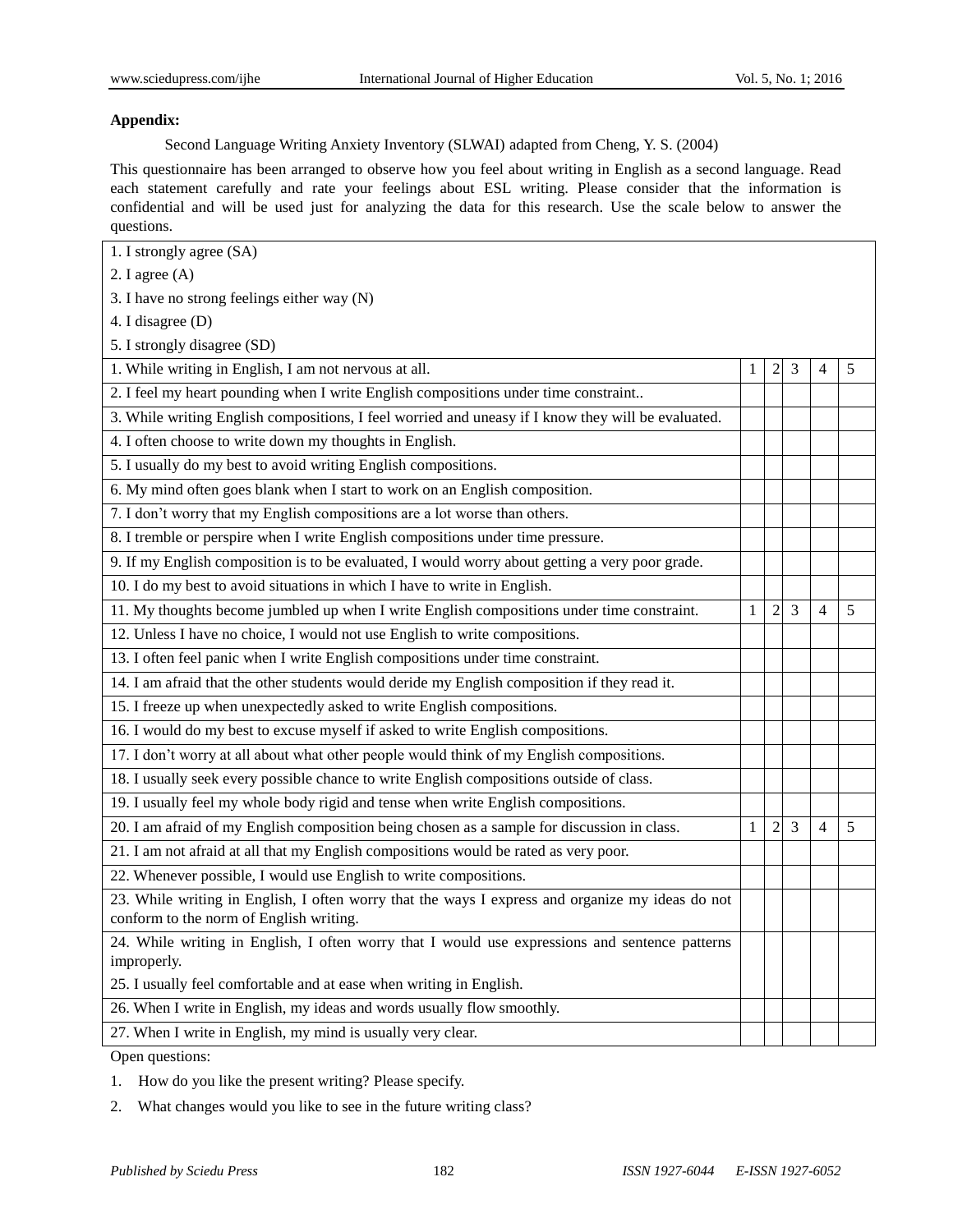**Appendix:**

Second Language Writing Anxiety Inventory (SLWAI) adapted from Cheng, Y. S. (2004)

This questionnaire has been arranged to observe how you feel about writing in English as a second language. Read each statement carefully and rate your feelings about ESL writing. Please consider that the information is confidential and will be used just for analyzing the data for this research. Use the scale below to answer the questions.

| | | | | | |
|---|---|---|---|---|---|
| 1. I strongly agree (SA)<br>2. I agree (A)<br>3. I have no strong feelings either way (N)<br>4. I disagree (D)<br>5. I strongly disagree (SD) | | | | | |
| 1. While writing in English, I am not nervous at all. | 1 | 2 | 3 | 4 | 5 |
| 2. I feel my heart pounding when I write English compositions under time constraint.. | | | | | |
| 3. While writing English compositions, I feel worried and uneasy if I know they will be evaluated. | | | | | |
| 4. I often choose to write down my thoughts in English. | | | | | |
| 5. I usually do my best to avoid writing English compositions. | | | | | |
| 6. My mind often goes blank when I start to work on an English composition. | | | | | |
| 7. I don't worry that my English compositions are a lot worse than others. | | | | | |
| 8. I tremble or perspire when I write English compositions under time pressure. | | | | | |
| 9. If my English composition is to be evaluated, I would worry about getting a very poor grade. | | | | | |
| 10. I do my best to avoid situations in which I have to write in English. | | | | | |
| 11. My thoughts become jumbled up when I write English compositions under time constraint. | 1 | 2 | 3 | 4 | 5 |
| 12. Unless I have no choice, I would not use English to write compositions. | | | | | |
| 13. I often feel panic when I write English compositions under time constraint. | | | | | |
| 14. I am afraid that the other students would deride my English composition if they read it. | | | | | |
| 15. I freeze up when unexpectedly asked to write English compositions. | | | | | |
| 16. I would do my best to excuse myself if asked to write English compositions. | | | | | |
| 17. I don't worry at all about what other people would think of my English compositions. | | | | | |
| 18. I usually seek every possible chance to write English compositions outside of class. | | | | | |
| 19. I usually feel my whole body rigid and tense when write English compositions. | | | | | |
| 20. I am afraid of my English composition being chosen as a sample for discussion in class. | 1 | 2 | 3 | 4 | 5 |
| 21. I am not afraid at all that my English compositions would be rated as very poor. | | | | | |
| 22. Whenever possible, I would use English to write compositions. | | | | | |
| 23. While writing in English, I often worry that the ways I express and organize my ideas do not conform to the norm of English writing. | | | | | |
| 24. While writing in English, I often worry that I would use expressions and sentence patterns improperly.<br>25. I usually feel comfortable and at ease when writing in English. | | | | | |
| 26. When I write in English, my ideas and words usually flow smoothly. | | | | | |
| 27. When I write in English, my mind is usually very clear. | | | | | |

Open questions:

1. How do you like the present writing? Please specify.
2. What changes would you like to see in the future writing class?